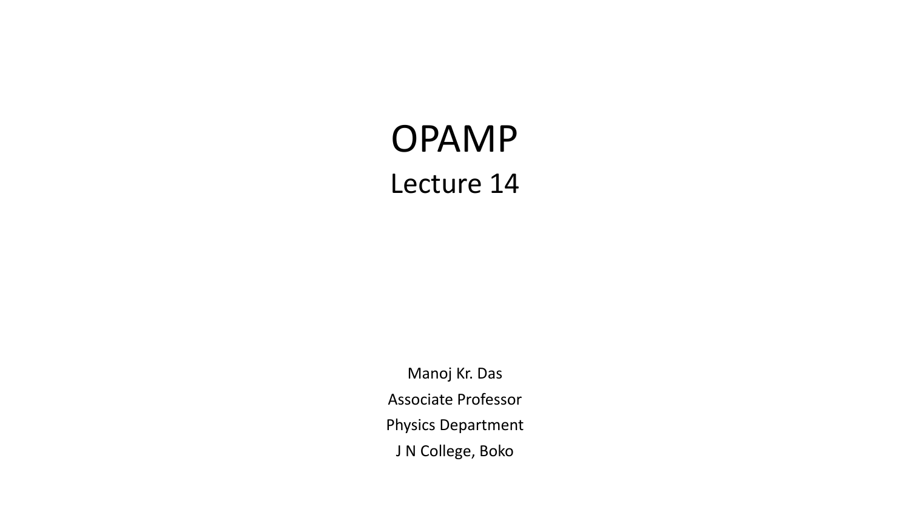# OPAMP

## Lecture 14

Manoj Kr. Das

Associate Professor

Physics Department

J N College, Boko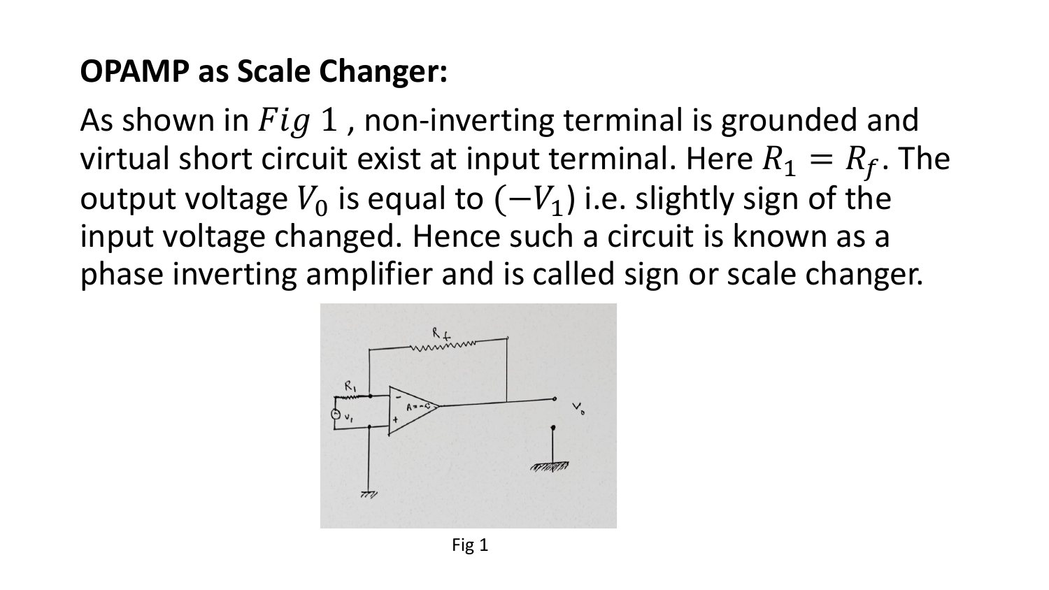**OPAMP as Scale Changer:**

As shown in $Fig\ 1$ , non-inverting terminal is grounded and virtual short circuit exist at input terminal. Here $R_1 = R_f$. The output voltage $V_0$ is equal to $(-V_1)$ i.e. slightly sign of the input voltage changed. Hence such a circuit is known as a phase inverting amplifier and is called sign or scale changer.

Fig 1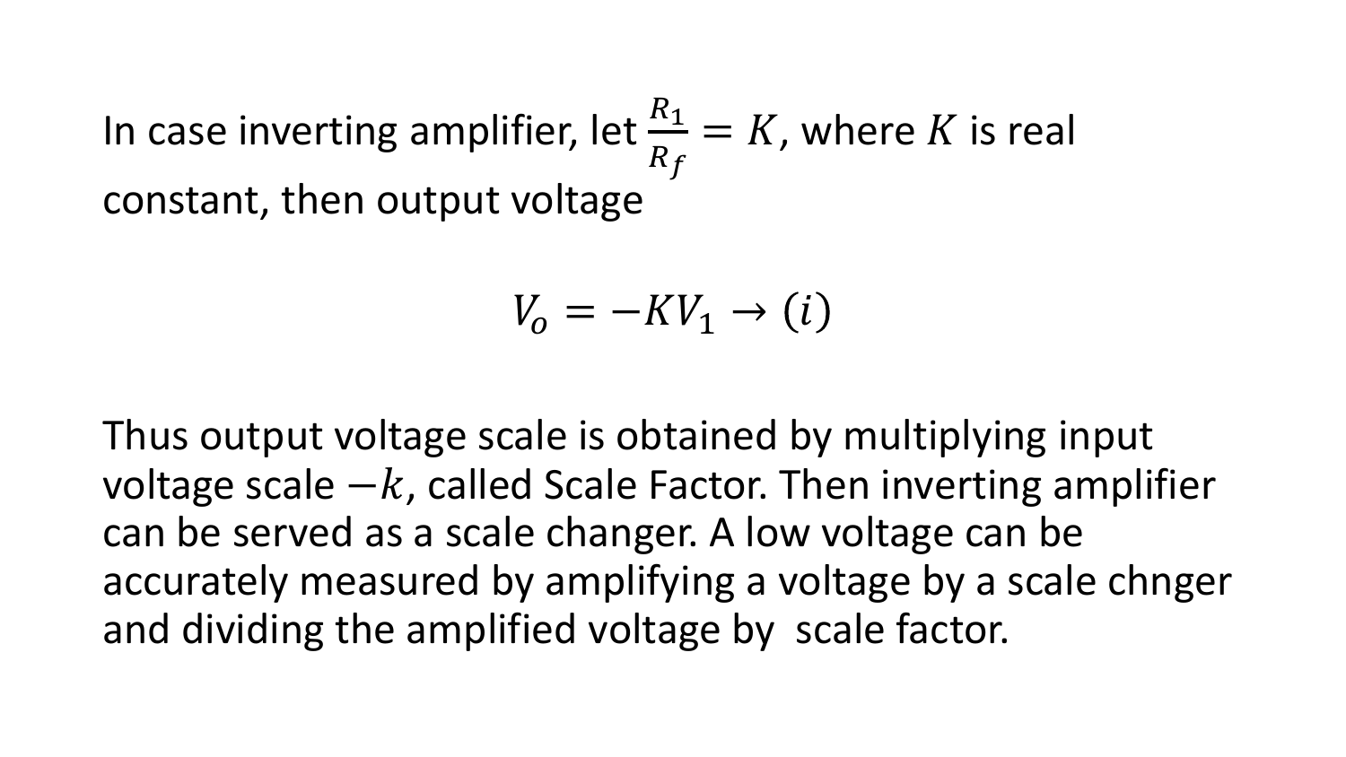In case inverting amplifier, let $\frac{R_1}{R_f} = K$, where $K$ is real constant, then output voltage

$$V_o = -KV_1 \rightarrow (i)$$

Thus output voltage scale is obtained by multiplying input voltage scale $-k$, called Scale Factor. Then inverting amplifier can be served as a scale changer. A low voltage can be accurately measured by amplifying a voltage by a scale chnger and dividing the amplified voltage by scale factor.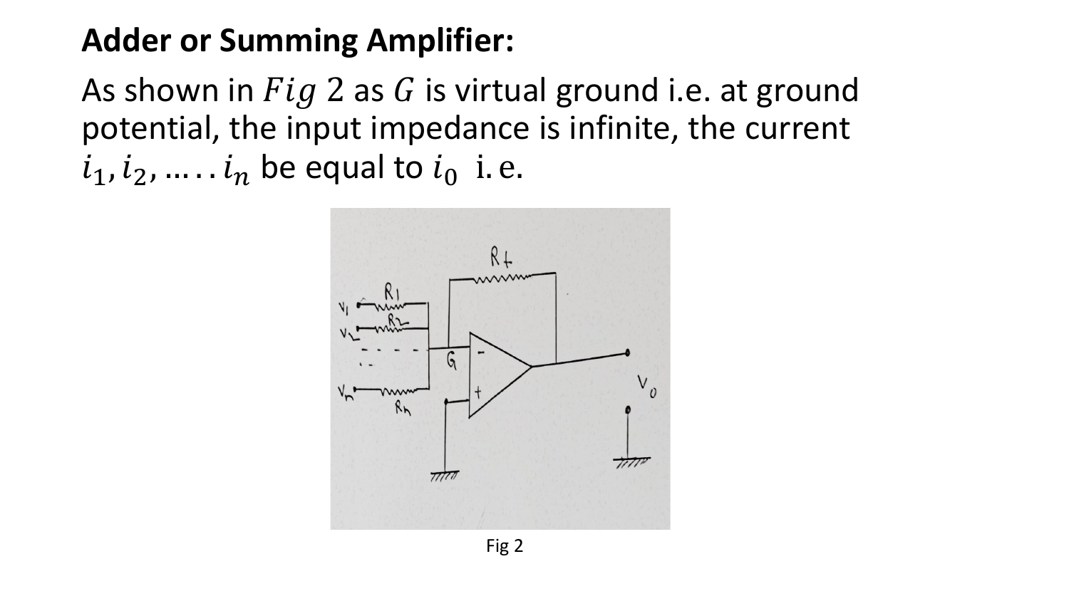**Adder or Summing Amplifier:**

As shown in $Fig\ 2$ as $G$ is virtual ground i.e. at ground potential, the input impedance is infinite, the current $i_1, i_2, \ldots\ldots i_n$ be equal to $i_0$ i.e.

Fig 2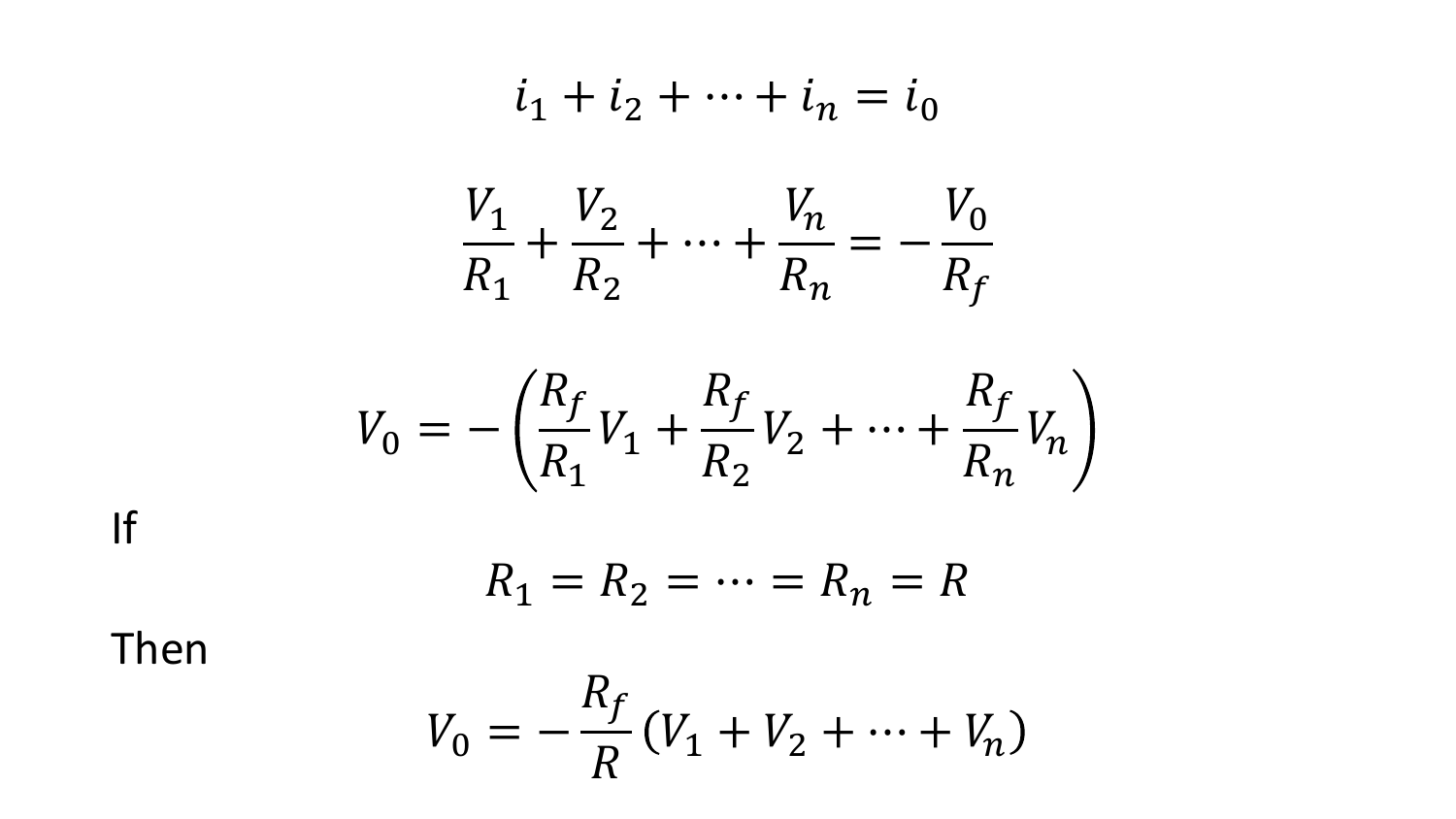$$i_1 + i_2 + \cdots + i_n = i_0$$

$$\frac{V_1}{R_1} + \frac{V_2}{R_2} + \cdots + \frac{V_n}{R_n} = -\frac{V_0}{R_f}$$

$$V_0 = -\left(\frac{R_f}{R_1}V_1 + \frac{R_f}{R_2}V_2 + \cdots + \frac{R_f}{R_n}V_n\right)$$

If

$$R_1 = R_2 = \cdots = R_n = R$$

Then

$$V_0 = -\frac{R_f}{R}(V_1 + V_2 + \cdots + V_n)$$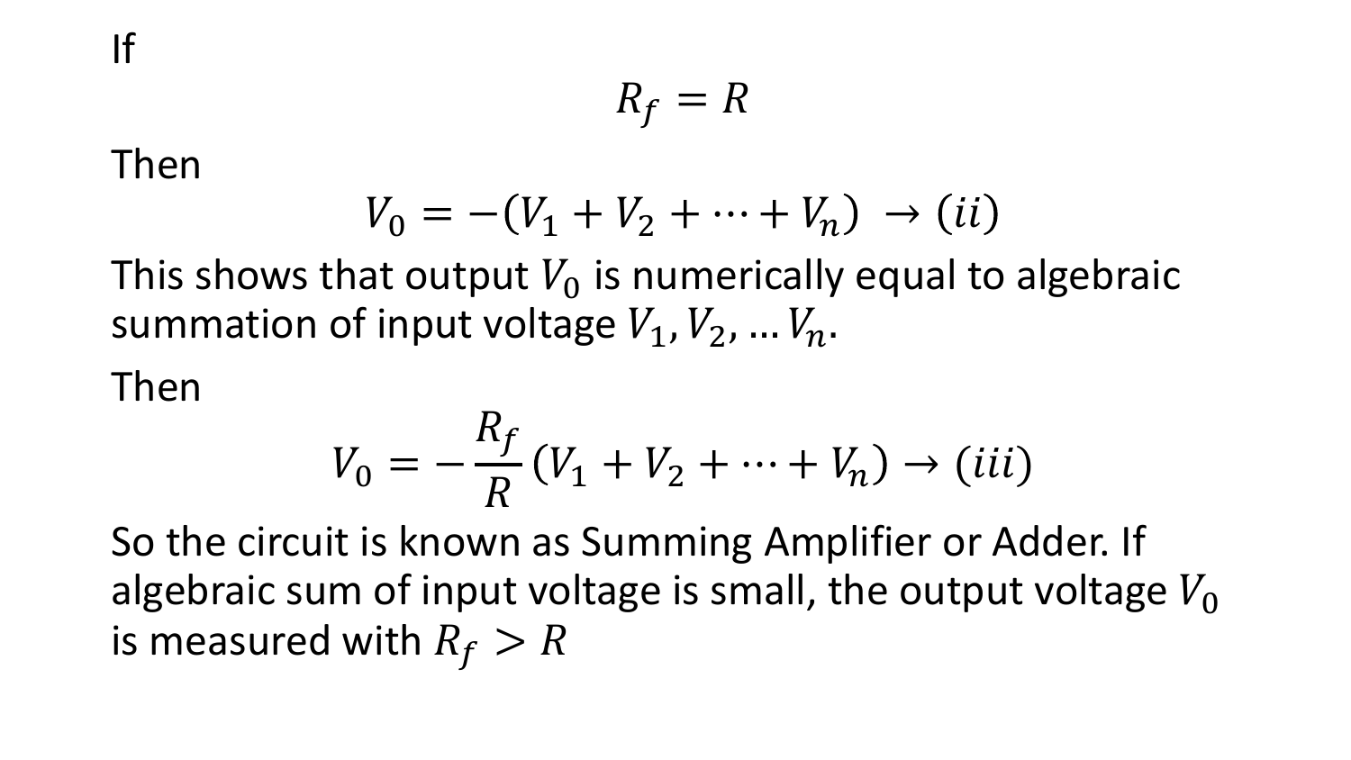If

$$R_f = R$$

Then

$$V_0 = -(V_1 + V_2 + \cdots + V_n) \rightarrow (ii)$$

This shows that output $V_0$ is numerically equal to algebraic summation of input voltage $V_1, V_2, \ldots V_n$.

Then

$$V_0 = -\frac{R_f}{R}(V_1 + V_2 + \cdots + V_n) \rightarrow (iii)$$

So the circuit is known as Summing Amplifier or Adder. If algebraic sum of input voltage is small, the output voltage $V_0$ is measured with $R_f > R$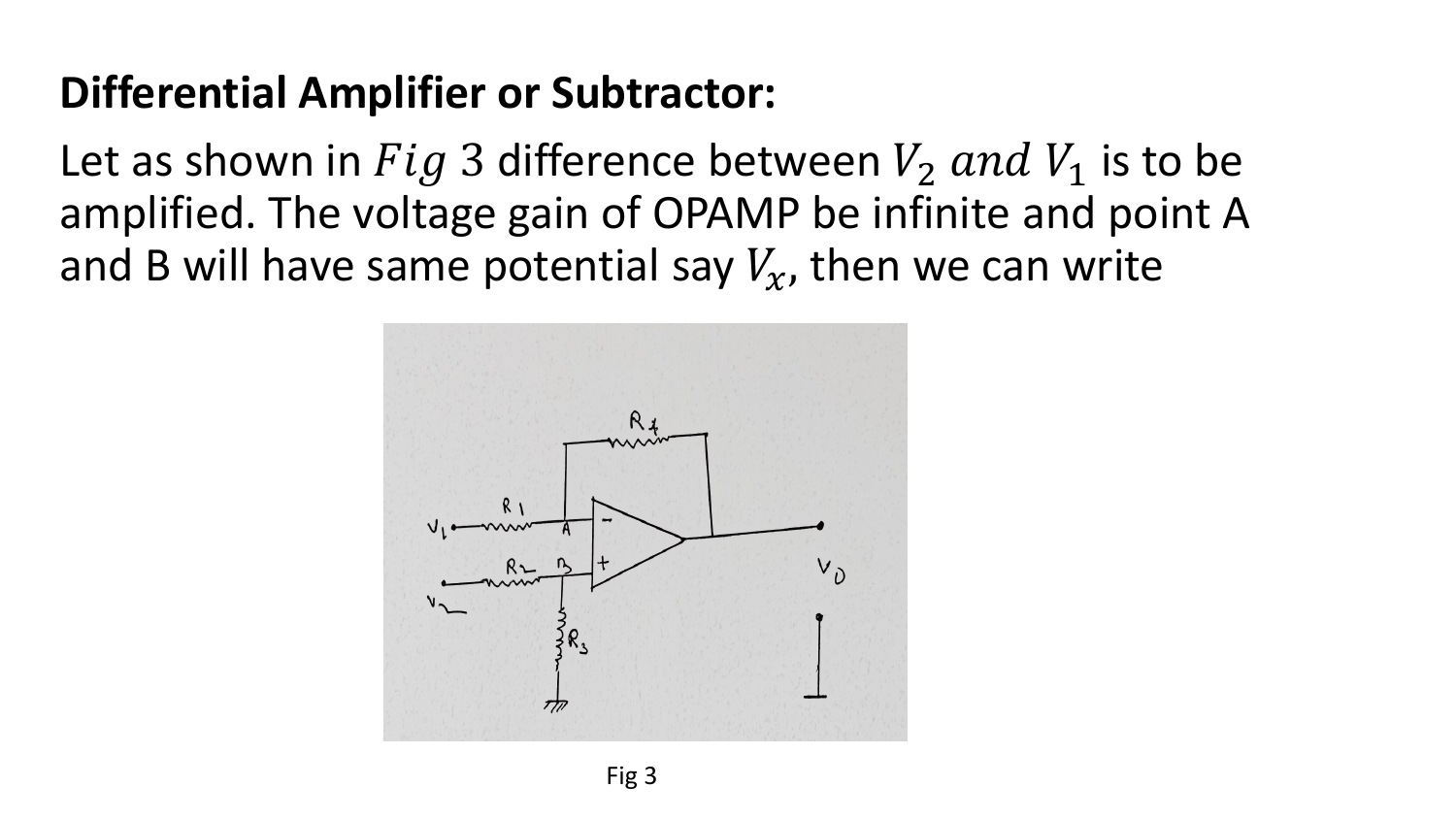**Differential Amplifier or Subtractor:**

Let as shown in $Fig\ 3$ difference between $V_2\ and\ V_1$ is to be amplified. The voltage gain of OPAMP be infinite and point A and B will have same potential say $V_x$, then we can write

Fig 3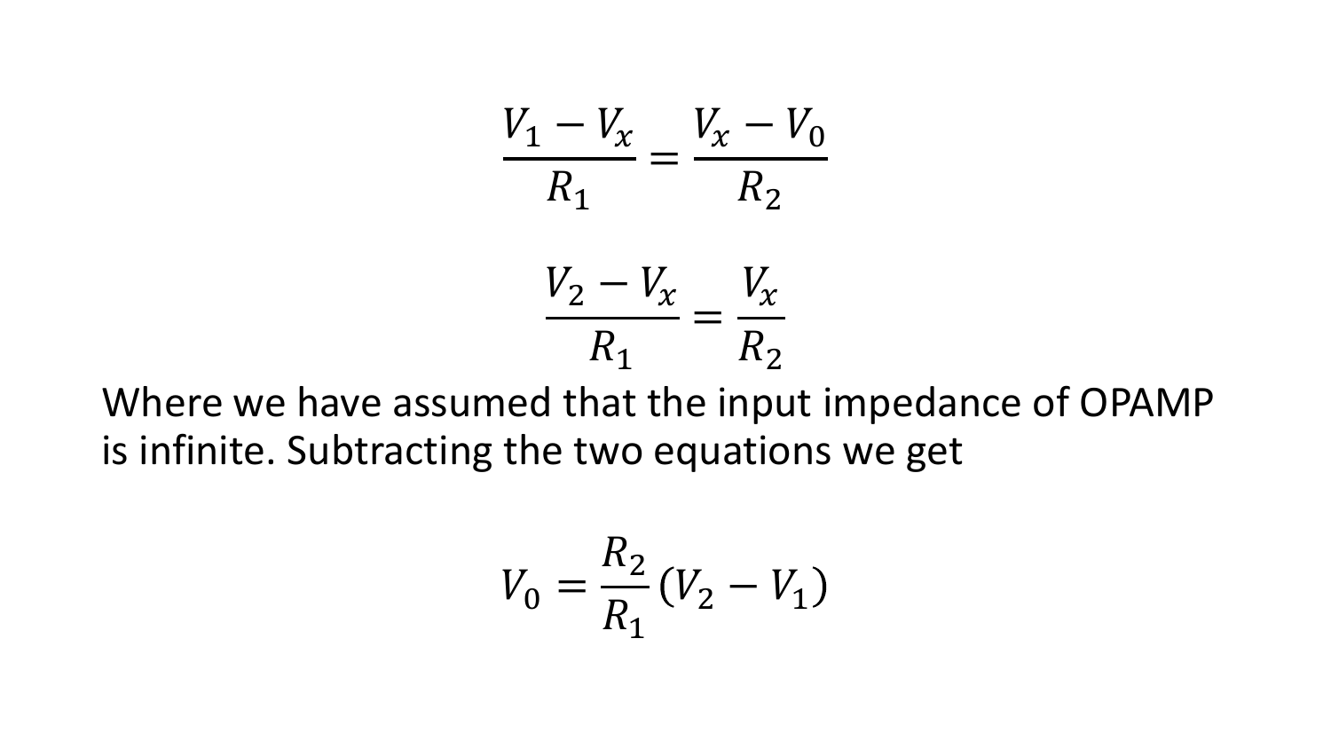$$\frac{V_1 - V_x}{R_1} = \frac{V_x - V_0}{R_2}$$

$$\frac{V_2 - V_x}{R_1} = \frac{V_x}{R_2}$$

Where we have assumed that the input impedance of OPAMP is infinite. Subtracting the two equations we get

$$V_0 = \frac{R_2}{R_1}(V_2 - V_1)$$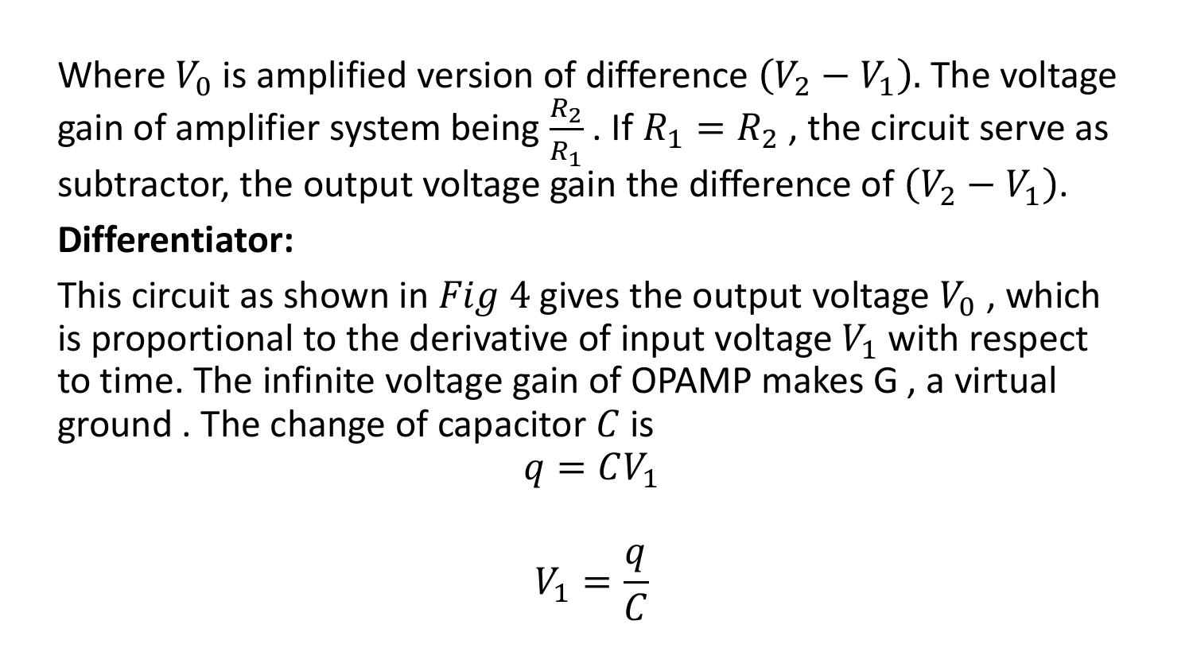Where $V_0$ is amplified version of difference $(V_2 - V_1)$. The voltage gain of amplifier system being $\frac{R_2}{R_1}$ . If $R_1 = R_2$ , the circuit serve as subtractor, the output voltage gain the difference of $(V_2 - V_1)$.

**Differentiator:**

This circuit as shown in $Fig\ 4$ gives the output voltage $V_0$ , which is proportional to the derivative of input voltage $V_1$ with respect to time. The infinite voltage gain of OPAMP makes G , a virtual ground . The change of capacitor $C$ is

$$q = CV_1$$

$$V_1 = \frac{q}{C}$$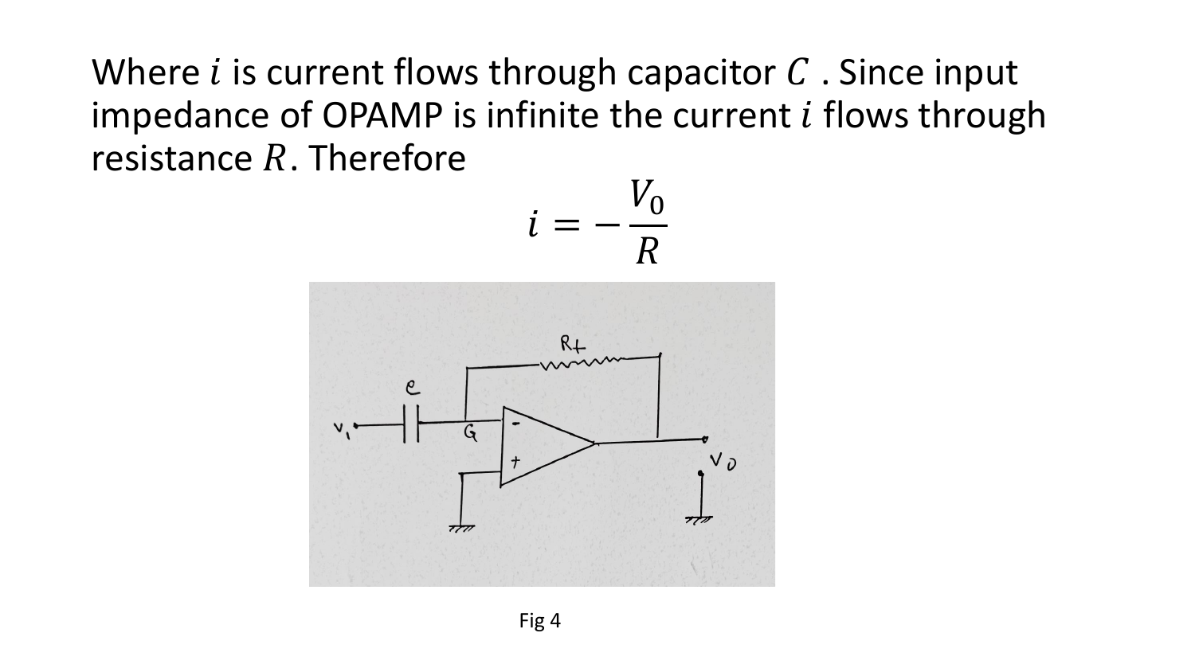Where $i$ is current flows through capacitor $C$ . Since input impedance of OPAMP is infinite the current $i$ flows through resistance $R$. Therefore

$$i = -\frac{V_0}{R}$$

Fig 4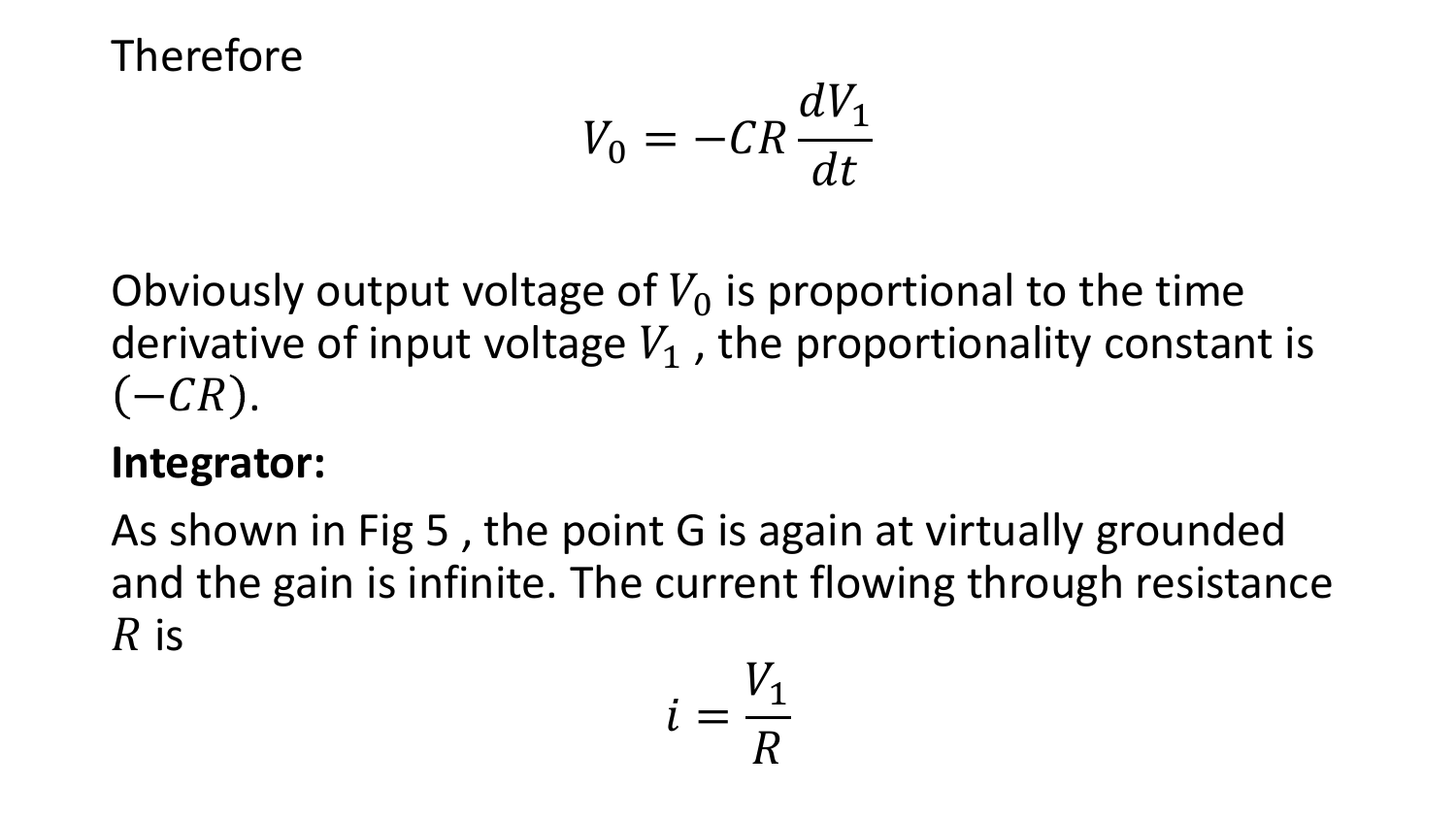Therefore

$$V_0 = -CR\frac{dV_1}{dt}$$

Obviously output voltage of $V_0$ is proportional to the time derivative of input voltage $V_1$ , the proportionality constant is $(-CR)$.

**Integrator:**

As shown in Fig 5 , the point G is again at virtually grounded and the gain is infinite. The current flowing through resistance $R$ is

$$i = \frac{V_1}{R}$$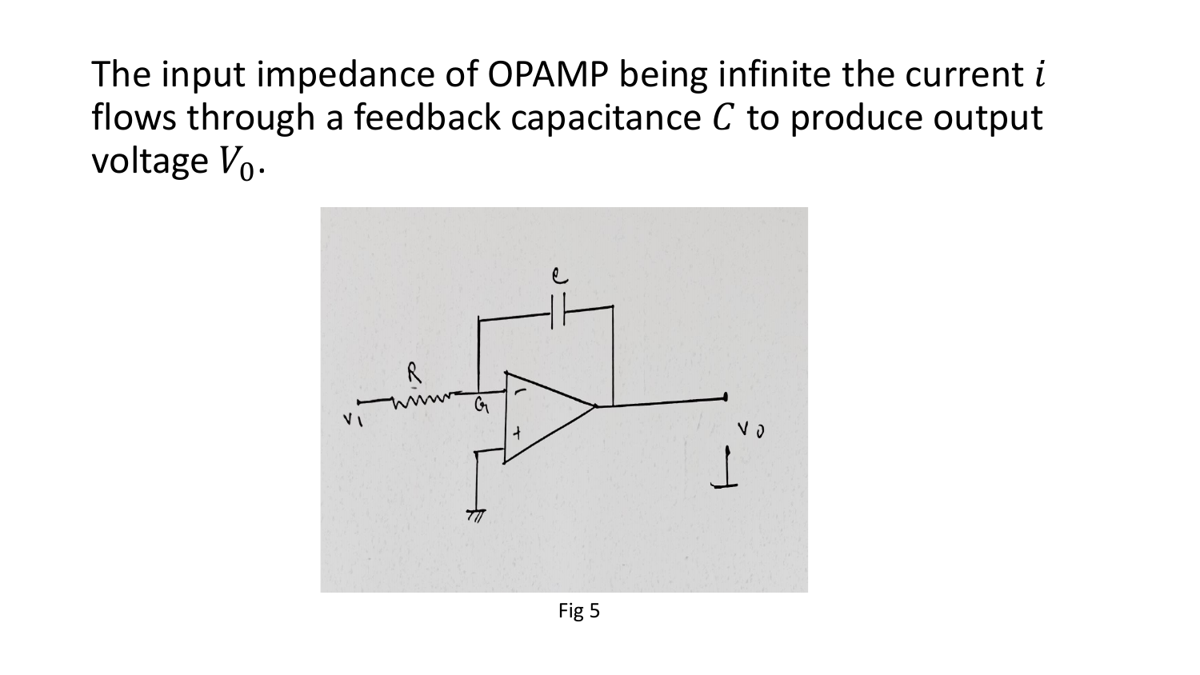The input impedance of OPAMP being infinite the current $i$ flows through a feedback capacitance $C$ to produce output voltage $V_0$.

Fig 5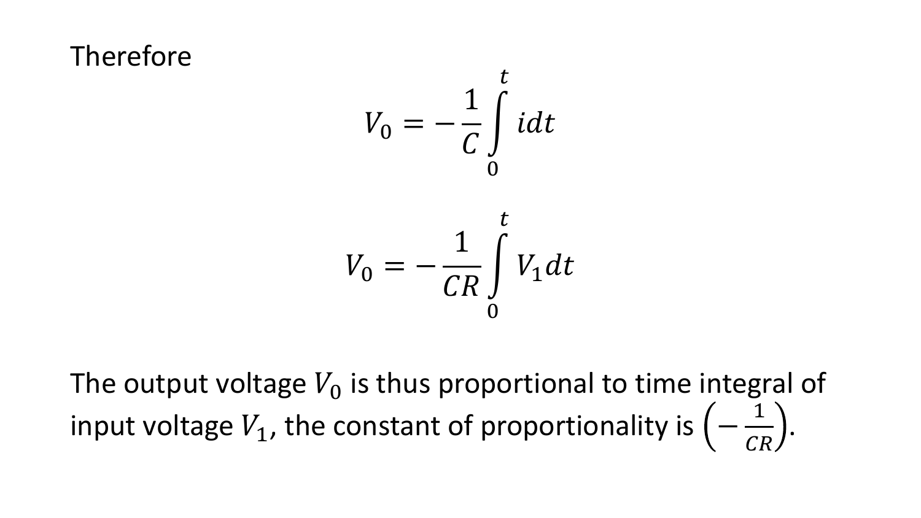Therefore

$$V_0 = -\frac{1}{C}\int_0^t i dt$$

$$V_0 = -\frac{1}{CR}\int_0^t V_1 dt$$

The output voltage $V_0$ is thus proportional to time integral of input voltage $V_1$, the constant of proportionality is $\left(-\frac{1}{CR}\right)$.